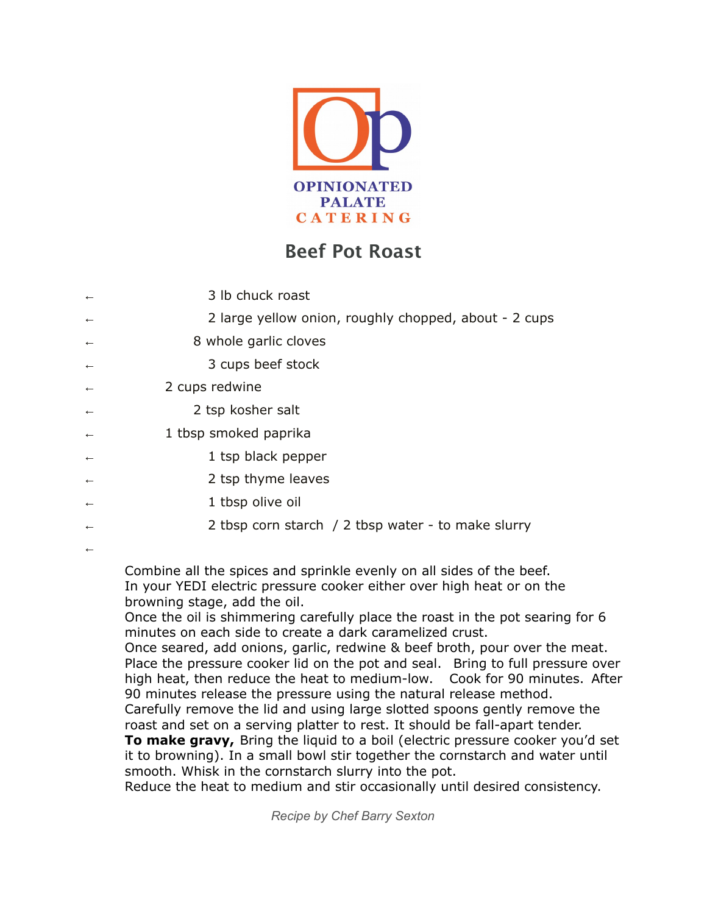OPINIONATED PALATE CATERING

# Beef Pot Roast

- 3 lb chuck roast
- 2 large yellow onion, roughly chopped, about - 2 cups
- 8 whole garlic cloves
- 3 cups beef stock
- 2 cups redwine
- 2 tsp kosher salt
- 1 tbsp smoked paprika
- 1 tsp black pepper
- 2 tsp thyme leaves
- 1 tbsp olive oil
- 2 tbsp corn starch / 2 tbsp water - to make slurry

Combine all the spices and sprinkle evenly on all sides of the beef.
In your YEDI electric pressure cooker either over high heat or on the browning stage, add the oil.
Once the oil is shimmering carefully place the roast in the pot searing for 6 minutes on each side to create a dark caramelized crust.
Once seared, add onions, garlic, redwine & beef broth, pour over the meat.
Place the pressure cooker lid on the pot and seal. Bring to full pressure over high heat, then reduce the heat to medium-low. Cook for 90 minutes. After 90 minutes release the pressure using the natural release method.
Carefully remove the lid and using large slotted spoons gently remove the roast and set on a serving platter to rest. It should be fall-apart tender.
**To make gravy,** Bring the liquid to a boil (electric pressure cooker you'd set it to browning). In a small bowl stir together the cornstarch and water until smooth. Whisk in the cornstarch slurry into the pot.
Reduce the heat to medium and stir occasionally until desired consistency.

*Recipe by Chef Barry Sexton*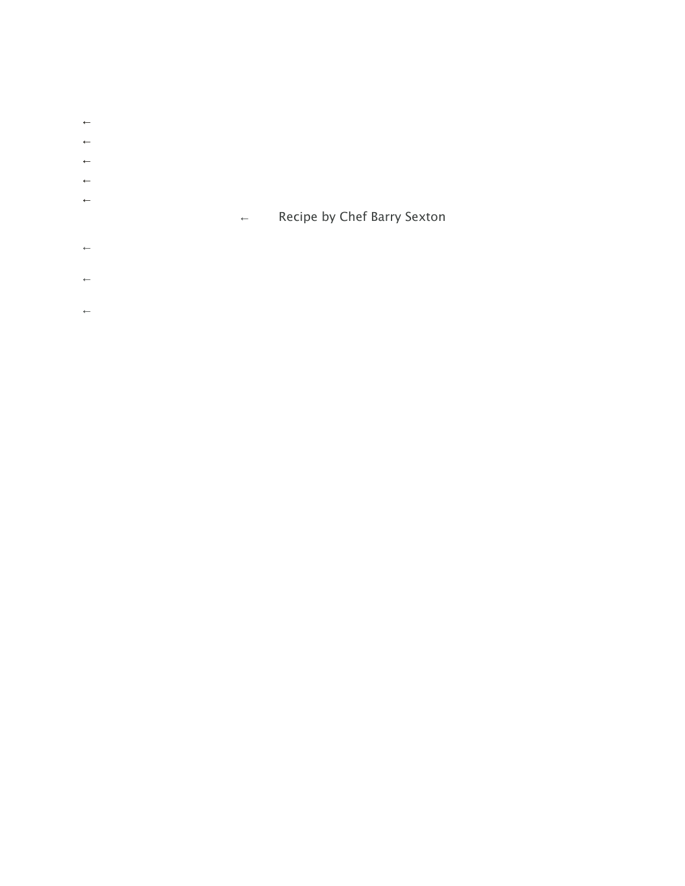←

←

←

←

←

← Recipe by Chef Barry Sexton

←

←

←